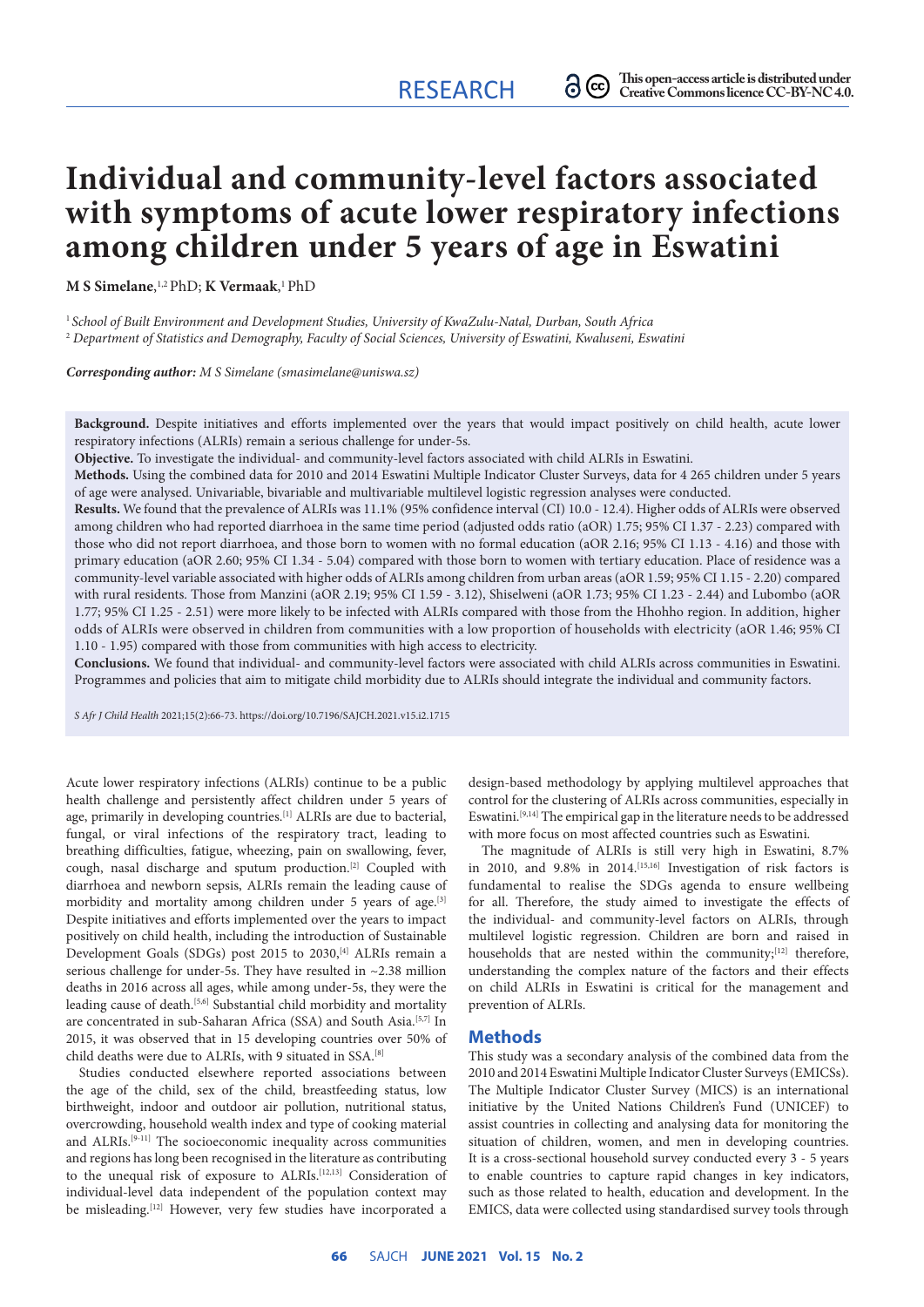# Individual and community-level factors associated with symptoms of acute lower respiratory infections among children under 5 years of age in Eswatini

**M S Simelane**,[1,2] PhD; **K Vermaak**,[1] PhD

[1] *School of Built Environment and Development Studies, University of KwaZulu-Natal, Durban, South Africa*
[2] *Department of Statistics and Demography, Faculty of Social Sciences, University of Eswatini, Kwaluseni, Eswatini*

***Corresponding author:** M S Simelane (smasimelane@uniswa.sz)*

**Background.** Despite initiatives and efforts implemented over the years that would impact positively on child health, acute lower respiratory infections (ALRIs) remain a serious challenge for under-5s.

**Objective.** To investigate the individual- and community-level factors associated with child ALRIs in Eswatini.

**Methods.** Using the combined data for 2010 and 2014 Eswatini Multiple Indicator Cluster Surveys, data for 4 265 children under 5 years of age were analysed. Univariable, bivariable and multivariable multilevel logistic regression analyses were conducted.

**Results.** We found that the prevalence of ALRIs was 11.1% (95% confidence interval (CI) 10.0 - 12.4). Higher odds of ALRIs were observed among children who had reported diarrhoea in the same time period (adjusted odds ratio (aOR) 1.75; 95% CI 1.37 - 2.23) compared with those who did not report diarrhoea, and those born to women with no formal education (aOR 2.16; 95% CI 1.13 - 4.16) and those with primary education (aOR 2.60; 95% CI 1.34 - 5.04) compared with those born to women with tertiary education. Place of residence was a community-level variable associated with higher odds of ALRIs among children from urban areas (aOR 1.59; 95% CI 1.15 - 2.20) compared with rural residents. Those from Manzini (aOR 2.19; 95% CI 1.59 - 3.12), Shiselweni (aOR 1.73; 95% CI 1.23 - 2.44) and Lubombo (aOR 1.77; 95% CI 1.25 - 2.51) were more likely to be infected with ALRIs compared with those from the Hhohho region. In addition, higher odds of ALRIs were observed in children from communities with a low proportion of households with electricity (aOR 1.46; 95% CI 1.10 - 1.95) compared with those from communities with high access to electricity.

**Conclusions.** We found that individual- and community-level factors were associated with child ALRIs across communities in Eswatini. Programmes and policies that aim to mitigate child morbidity due to ALRIs should integrate the individual and community factors.

*S Afr J Child Health* 2021;15(2):66-73. https://doi.org/10.7196/SAJCH.2021.v15.i2.1715

Acute lower respiratory infections (ALRIs) continue to be a public health challenge and persistently affect children under 5 years of age, primarily in developing countries.[1] ALRIs are due to bacterial, fungal, or viral infections of the respiratory tract, leading to breathing difficulties, fatigue, wheezing, pain on swallowing, fever, cough, nasal discharge and sputum production.[2] Coupled with diarrhoea and newborn sepsis, ALRIs remain the leading cause of morbidity and mortality among children under 5 years of age.[3] Despite initiatives and efforts implemented over the years to impact positively on child health, including the introduction of Sustainable Development Goals (SDGs) post 2015 to 2030,[4] ALRIs remain a serious challenge for under-5s. They have resulted in ~2.38 million deaths in 2016 across all ages, while among under-5s, they were the leading cause of death.[5,6] Substantial child morbidity and mortality are concentrated in sub-Saharan Africa (SSA) and South Asia.[5,7] In 2015, it was observed that in 15 developing countries over 50% of child deaths were due to ALRIs, with 9 situated in SSA.[8]

Studies conducted elsewhere reported associations between the age of the child, sex of the child, breastfeeding status, low birthweight, indoor and outdoor air pollution, nutritional status, overcrowding, household wealth index and type of cooking material and ALRIs.[9-11] The socioeconomic inequality across communities and regions has long been recognised in the literature as contributing to the unequal risk of exposure to ALRIs.[12,13] Consideration of individual-level data independent of the population context may be misleading.[12] However, very few studies have incorporated a design-based methodology by applying multilevel approaches that control for the clustering of ALRIs across communities, especially in Eswatini.[9,14] The empirical gap in the literature needs to be addressed with more focus on most affected countries such as Eswatini.

The magnitude of ALRIs is still very high in Eswatini, 8.7% in 2010, and 9.8% in 2014.[15,16] Investigation of risk factors is fundamental to realise the SDGs agenda to ensure wellbeing for all. Therefore, the study aimed to investigate the effects of the individual- and community-level factors on ALRIs, through multilevel logistic regression. Children are born and raised in households that are nested within the community;[12] therefore, understanding the complex nature of the factors and their effects on child ALRIs in Eswatini is critical for the management and prevention of ALRIs.

## Methods

This study was a secondary analysis of the combined data from the 2010 and 2014 Eswatini Multiple Indicator Cluster Surveys (EMICSs). The Multiple Indicator Cluster Survey (MICS) is an international initiative by the United Nations Children's Fund (UNICEF) to assist countries in collecting and analysing data for monitoring the situation of children, women, and men in developing countries. It is a cross-sectional household survey conducted every 3 - 5 years to enable countries to capture rapid changes in key indicators, such as those related to health, education and development. In the EMICS, data were collected using standardised survey tools through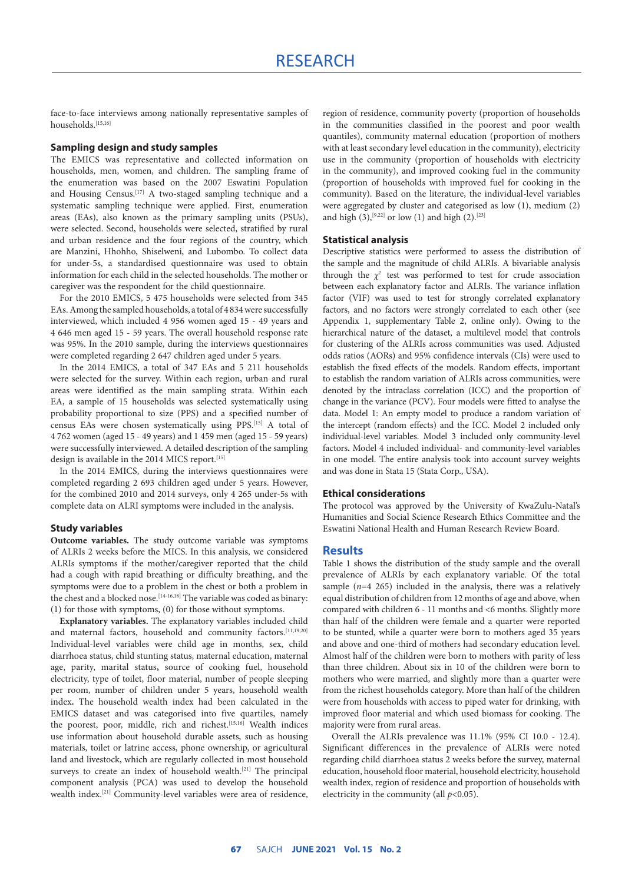face-to-face interviews among nationally representative samples of households.[15,16]

### Sampling design and study samples

The EMICS was representative and collected information on households, men, women, and children. The sampling frame of the enumeration was based on the 2007 Eswatini Population and Housing Census.[17] A two-staged sampling technique and a systematic sampling technique were applied. First, enumeration areas (EAs), also known as the primary sampling units (PSUs), were selected. Second, households were selected, stratified by rural and urban residence and the four regions of the country, which are Manzini, Hhohho, Shiselweni, and Lubombo. To collect data for under-5s, a standardised questionnaire was used to obtain information for each child in the selected households. The mother or caregiver was the respondent for the child questionnaire.

For the 2010 EMICS, 5 475 households were selected from 345 EAs. Among the sampled households, a total of 4 834 were successfully interviewed, which included 4 956 women aged 15 - 49 years and 4 646 men aged 15 - 59 years. The overall household response rate was 95%. In the 2010 sample, during the interviews questionnaires were completed regarding 2 647 children aged under 5 years.

In the 2014 EMICS, a total of 347 EAs and 5 211 households were selected for the survey. Within each region, urban and rural areas were identified as the main sampling strata. Within each EA, a sample of 15 households was selected systematically using probability proportional to size (PPS) and a specified number of census EAs were chosen systematically using PPS.[15] A total of 4 762 women (aged 15 - 49 years) and 1 459 men (aged 15 - 59 years) were successfully interviewed. A detailed description of the sampling design is available in the 2014 MICS report.[15]

In the 2014 EMICS, during the interviews questionnaires were completed regarding 2 693 children aged under 5 years. However, for the combined 2010 and 2014 surveys, only 4 265 under-5s with complete data on ALRI symptoms were included in the analysis.

### Study variables

**Outcome variables.** The study outcome variable was symptoms of ALRIs 2 weeks before the MICS. In this analysis, we considered ALRIs symptoms if the mother/caregiver reported that the child had a cough with rapid breathing or difficulty breathing, and the symptoms were due to a problem in the chest or both a problem in the chest and a blocked nose.[14-16,18] The variable was coded as binary: (1) for those with symptoms, (0) for those without symptoms.

**Explanatory variables.** The explanatory variables included child and maternal factors, household and community factors.[11,19,20] Individual-level variables were child age in months, sex, child diarrhoea status, child stunting status, maternal education, maternal age, parity, marital status, source of cooking fuel, household electricity, type of toilet, floor material, number of people sleeping per room, number of children under 5 years, household wealth index. The household wealth index had been calculated in the EMICS dataset and was categorised into five quartiles, namely the poorest, poor, middle, rich and richest.[15,16] Wealth indices use information about household durable assets, such as housing materials, toilet or latrine access, phone ownership, or agricultural land and livestock, which are regularly collected in most household surveys to create an index of household wealth.[21] The principal component analysis (PCA) was used to develop the household wealth index.[21] Community-level variables were area of residence, region of residence, community poverty (proportion of households in the communities classified in the poorest and poor wealth quantiles), community maternal education (proportion of mothers with at least secondary level education in the community), electricity use in the community (proportion of households with electricity in the community), and improved cooking fuel in the community (proportion of households with improved fuel for cooking in the community). Based on the literature, the individual-level variables were aggregated by cluster and categorised as low (1), medium (2) and high (3),[9,22] or low (1) and high (2).[23]

### Statistical analysis

Descriptive statistics were performed to assess the distribution of the sample and the magnitude of child ALRIs. A bivariable analysis through the $\chi^2$ test was performed to test for crude association between each explanatory factor and ALRIs. The variance inflation factor (VIF) was used to test for strongly correlated explanatory factors, and no factors were strongly correlated to each other (see Appendix 1, supplementary Table 2, online only). Owing to the hierarchical nature of the dataset, a multilevel model that controls for clustering of the ALRIs across communities was used. Adjusted odds ratios (AORs) and 95% confidence intervals (CIs) were used to establish the fixed effects of the models. Random effects, important to establish the random variation of ALRIs across communities, were denoted by the intraclass correlation (ICC) and the proportion of change in the variance (PCV). Four models were fitted to analyse the data. Model 1: An empty model to produce a random variation of the intercept (random effects) and the ICC. Model 2 included only individual-level variables. Model 3 included only community-level factors**.** Model 4 included individual- and community-level variables in one model. The entire analysis took into account survey weights and was done in Stata 15 (Stata Corp., USA).

### Ethical considerations

The protocol was approved by the University of KwaZulu-Natal's Humanities and Social Science Research Ethics Committee and the Eswatini National Health and Human Research Review Board.

## Results

Table 1 shows the distribution of the study sample and the overall prevalence of ALRIs by each explanatory variable. Of the total sample ($n$=4 265) included in the analysis, there was a relatively equal distribution of children from 12 months of age and above, when compared with children 6 - 11 months and <6 months. Slightly more than half of the children were female and a quarter were reported to be stunted, while a quarter were born to mothers aged 35 years and above and one-third of mothers had secondary education level. Almost half of the children were born to mothers with parity of less than three children. About six in 10 of the children were born to mothers who were married, and slightly more than a quarter were from the richest households category. More than half of the children were from households with access to piped water for drinking, with improved floor material and which used biomass for cooking. The majority were from rural areas.

Overall the ALRIs prevalence was 11.1% (95% CI 10.0 - 12.4). Significant differences in the prevalence of ALRIs were noted regarding child diarrhoea status 2 weeks before the survey, maternal education, household floor material, household electricity, household wealth index, region of residence and proportion of households with electricity in the community (all $p$<0.05).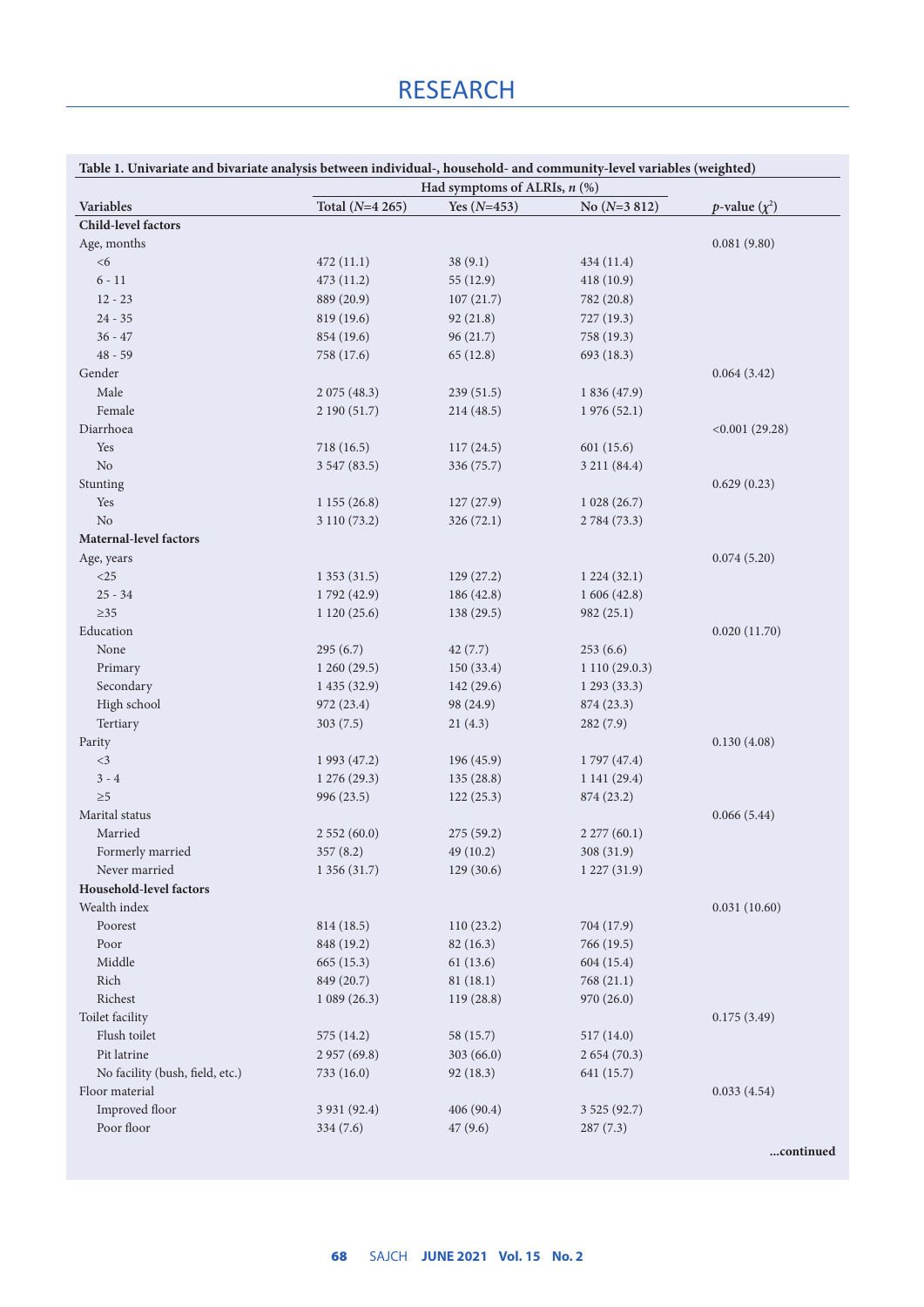**Table 1. Univariate and bivariate analysis between individual-, household- and community-level variables (weighted)**

| Variables | | Had symptoms of ALRIs, *n* (%) | | |
|---|---|---|---|---|
| | Total (*N*=4 265) | Yes (*N*=453) | No (*N*=3 812) | *p*-value ($\chi^2$) |
| **Child-level factors** | | | | |
| Age, months | | | | 0.081 (9.80) |
| <6 | 472 (11.1) | 38 (9.1) | 434 (11.4) | |
| 6 - 11 | 473 (11.2) | 55 (12.9) | 418 (10.9) | |
| 12 - 23 | 889 (20.9) | 107 (21.7) | 782 (20.8) | |
| 24 - 35 | 819 (19.6) | 92 (21.8) | 727 (19.3) | |
| 36 - 47 | 854 (19.6) | 96 (21.7) | 758 (19.3) | |
| 48 - 59 | 758 (17.6) | 65 (12.8) | 693 (18.3) | |
| Gender | | | | 0.064 (3.42) |
| Male | 2 075 (48.3) | 239 (51.5) | 1 836 (47.9) | |
| Female | 2 190 (51.7) | 214 (48.5) | 1 976 (52.1) | |
| Diarrhoea | | | | <0.001 (29.28) |
| Yes | 718 (16.5) | 117 (24.5) | 601 (15.6) | |
| No | 3 547 (83.5) | 336 (75.7) | 3 211 (84.4) | |
| Stunting | | | | 0.629 (0.23) |
| Yes | 1 155 (26.8) | 127 (27.9) | 1 028 (26.7) | |
| No | 3 110 (73.2) | 326 (72.1) | 2 784 (73.3) | |
| **Maternal-level factors** | | | | |
| Age, years | | | | 0.074 (5.20) |
| <25 | 1 353 (31.5) | 129 (27.2) | 1 224 (32.1) | |
| 25 - 34 | 1 792 (42.9) | 186 (42.8) | 1 606 (42.8) | |
| ≥35 | 1 120 (25.6) | 138 (29.5) | 982 (25.1) | |
| Education | | | | 0.020 (11.70) |
| None | 295 (6.7) | 42 (7.7) | 253 (6.6) | |
| Primary | 1 260 (29.5) | 150 (33.4) | 1 110 (29.0.3) | |
| Secondary | 1 435 (32.9) | 142 (29.6) | 1 293 (33.3) | |
| High school | 972 (23.4) | 98 (24.9) | 874 (23.3) | |
| Tertiary | 303 (7.5) | 21 (4.3) | 282 (7.9) | |
| Parity | | | | 0.130 (4.08) |
| <3 | 1 993 (47.2) | 196 (45.9) | 1 797 (47.4) | |
| 3 - 4 | 1 276 (29.3) | 135 (28.8) | 1 141 (29.4) | |
| ≥5 | 996 (23.5) | 122 (25.3) | 874 (23.2) | |
| Marital status | | | | 0.066 (5.44) |
| Married | 2 552 (60.0) | 275 (59.2) | 2 277 (60.1) | |
| Formerly married | 357 (8.2) | 49 (10.2) | 308 (31.9) | |
| Never married | 1 356 (31.7) | 129 (30.6) | 1 227 (31.9) | |
| **Household-level factors** | | | | |
| Wealth index | | | | 0.031 (10.60) |
| Poorest | 814 (18.5) | 110 (23.2) | 704 (17.9) | |
| Poor | 848 (19.2) | 82 (16.3) | 766 (19.5) | |
| Middle | 665 (15.3) | 61 (13.6) | 604 (15.4) | |
| Rich | 849 (20.7) | 81 (18.1) | 768 (21.1) | |
| Richest | 1 089 (26.3) | 119 (28.8) | 970 (26.0) | |
| Toilet facility | | | | 0.175 (3.49) |
| Flush toilet | 575 (14.2) | 58 (15.7) | 517 (14.0) | |
| Pit latrine | 2 957 (69.8) | 303 (66.0) | 2 654 (70.3) | |
| No facility (bush, field, etc.) | 733 (16.0) | 92 (18.3) | 641 (15.7) | |
| Floor material | | | | 0.033 (4.54) |
| Improved floor | 3 931 (92.4) | 406 (90.4) | 3 525 (92.7) | |
| Poor floor | 334 (7.6) | 47 (9.6) | 287 (7.3) | |

**...continued**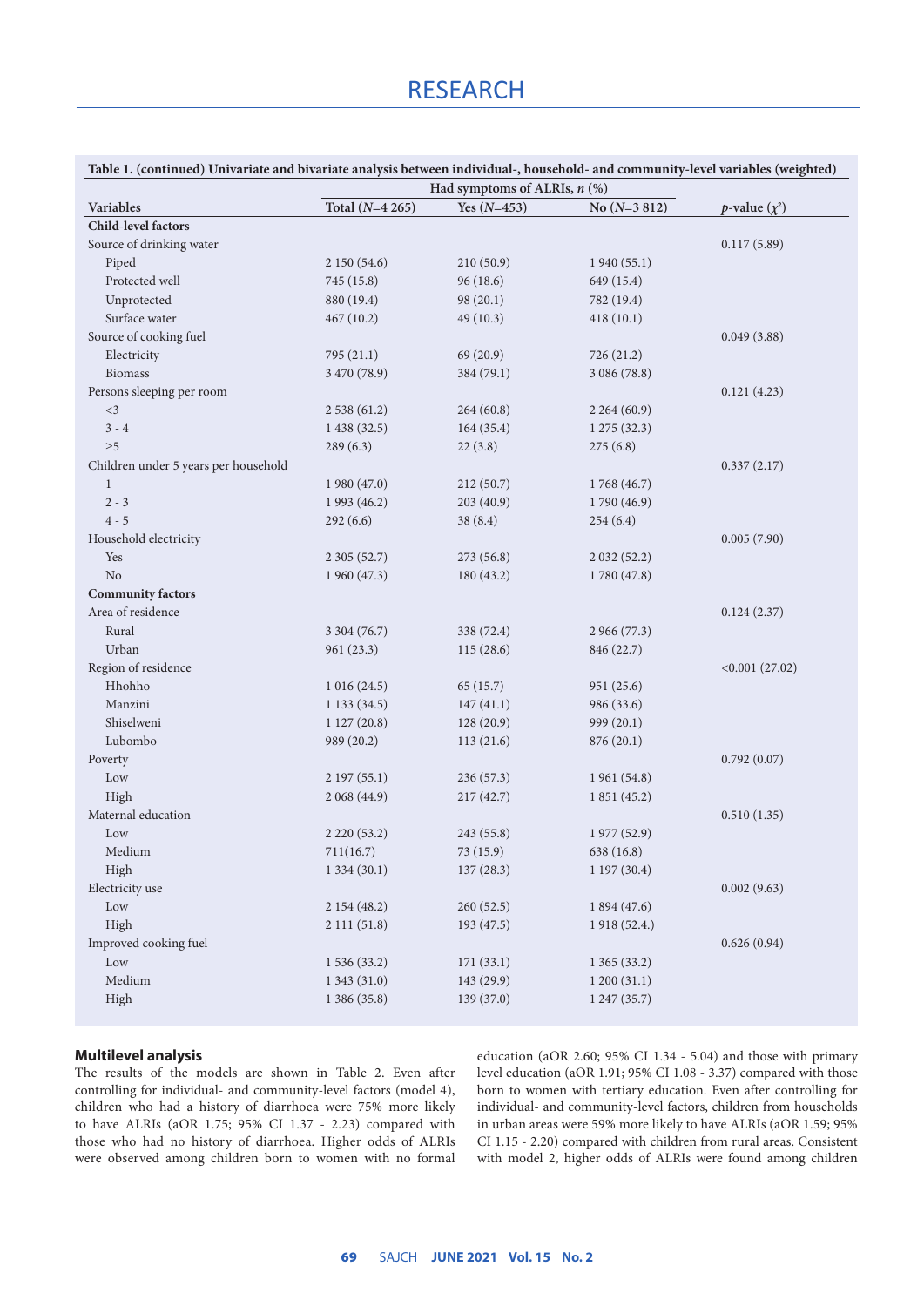**Table 1. (continued) Univariate and bivariate analysis between individual-, household- and community-level variables (weighted)**

| Variables | Had symptoms of ALRIs, *n* (%) | | | |
|---|---|---|---|---|
| | Total (*N*=4 265) | Yes (*N*=453) | No (*N*=3 812) | *p*-value ($\chi^2$) |
| **Child-level factors** | | | | |
| Source of drinking water | | | | 0.117 (5.89) |
| Piped | 2 150 (54.6) | 210 (50.9) | 1 940 (55.1) | |
| Protected well | 745 (15.8) | 96 (18.6) | 649 (15.4) | |
| Unprotected | 880 (19.4) | 98 (20.1) | 782 (19.4) | |
| Surface water | 467 (10.2) | 49 (10.3) | 418 (10.1) | |
| Source of cooking fuel | | | | 0.049 (3.88) |
| Electricity | 795 (21.1) | 69 (20.9) | 726 (21.2) | |
| Biomass | 3 470 (78.9) | 384 (79.1) | 3 086 (78.8) | |
| Persons sleeping per room | | | | 0.121 (4.23) |
| <3 | 2 538 (61.2) | 264 (60.8) | 2 264 (60.9) | |
| 3 - 4 | 1 438 (32.5) | 164 (35.4) | 1 275 (32.3) | |
| ≥5 | 289 (6.3) | 22 (3.8) | 275 (6.8) | |
| Children under 5 years per household | | | | 0.337 (2.17) |
| 1 | 1 980 (47.0) | 212 (50.7) | 1 768 (46.7) | |
| 2 - 3 | 1 993 (46.2) | 203 (40.9) | 1 790 (46.9) | |
| 4 - 5 | 292 (6.6) | 38 (8.4) | 254 (6.4) | |
| Household electricity | | | | 0.005 (7.90) |
| Yes | 2 305 (52.7) | 273 (56.8) | 2 032 (52.2) | |
| No | 1 960 (47.3) | 180 (43.2) | 1 780 (47.8) | |
| **Community factors** | | | | |
| Area of residence | | | | 0.124 (2.37) |
| Rural | 3 304 (76.7) | 338 (72.4) | 2 966 (77.3) | |
| Urban | 961 (23.3) | 115 (28.6) | 846 (22.7) | |
| Region of residence | | | | <0.001 (27.02) |
| Hhohho | 1 016 (24.5) | 65 (15.7) | 951 (25.6) | |
| Manzini | 1 133 (34.5) | 147 (41.1) | 986 (33.6) | |
| Shiselweni | 1 127 (20.8) | 128 (20.9) | 999 (20.1) | |
| Lubombo | 989 (20.2) | 113 (21.6) | 876 (20.1) | |
| Poverty | | | | 0.792 (0.07) |
| Low | 2 197 (55.1) | 236 (57.3) | 1 961 (54.8) | |
| High | 2 068 (44.9) | 217 (42.7) | 1 851 (45.2) | |
| Maternal education | | | | 0.510 (1.35) |
| Low | 2 220 (53.2) | 243 (55.8) | 1 977 (52.9) | |
| Medium | 711(16.7) | 73 (15.9) | 638 (16.8) | |
| High | 1 334 (30.1) | 137 (28.3) | 1 197 (30.4) | |
| Electricity use | | | | 0.002 (9.63) |
| Low | 2 154 (48.2) | 260 (52.5) | 1 894 (47.6) | |
| High | 2 111 (51.8) | 193 (47.5) | 1 918 (52.4.) | |
| Improved cooking fuel | | | | 0.626 (0.94) |
| Low | 1 536 (33.2) | 171 (33.1) | 1 365 (33.2) | |
| Medium | 1 343 (31.0) | 143 (29.9) | 1 200 (31.1) | |
| High | 1 386 (35.8) | 139 (37.0) | 1 247 (35.7) | |

### Multilevel analysis

The results of the models are shown in Table 2. Even after controlling for individual- and community-level factors (model 4), children who had a history of diarrhoea were 75% more likely to have ALRIs (aOR 1.75; 95% CI 1.37 - 2.23) compared with those who had no history of diarrhoea. Higher odds of ALRIs were observed among children born to women with no formal education (aOR 2.60; 95% CI 1.34 - 5.04) and those with primary level education (aOR 1.91; 95% CI 1.08 - 3.37) compared with those born to women with tertiary education. Even after controlling for individual- and community-level factors, children from households in urban areas were 59% more likely to have ALRIs (aOR 1.59; 95% CI 1.15 - 2.20) compared with children from rural areas. Consistent with model 2, higher odds of ALRIs were found among children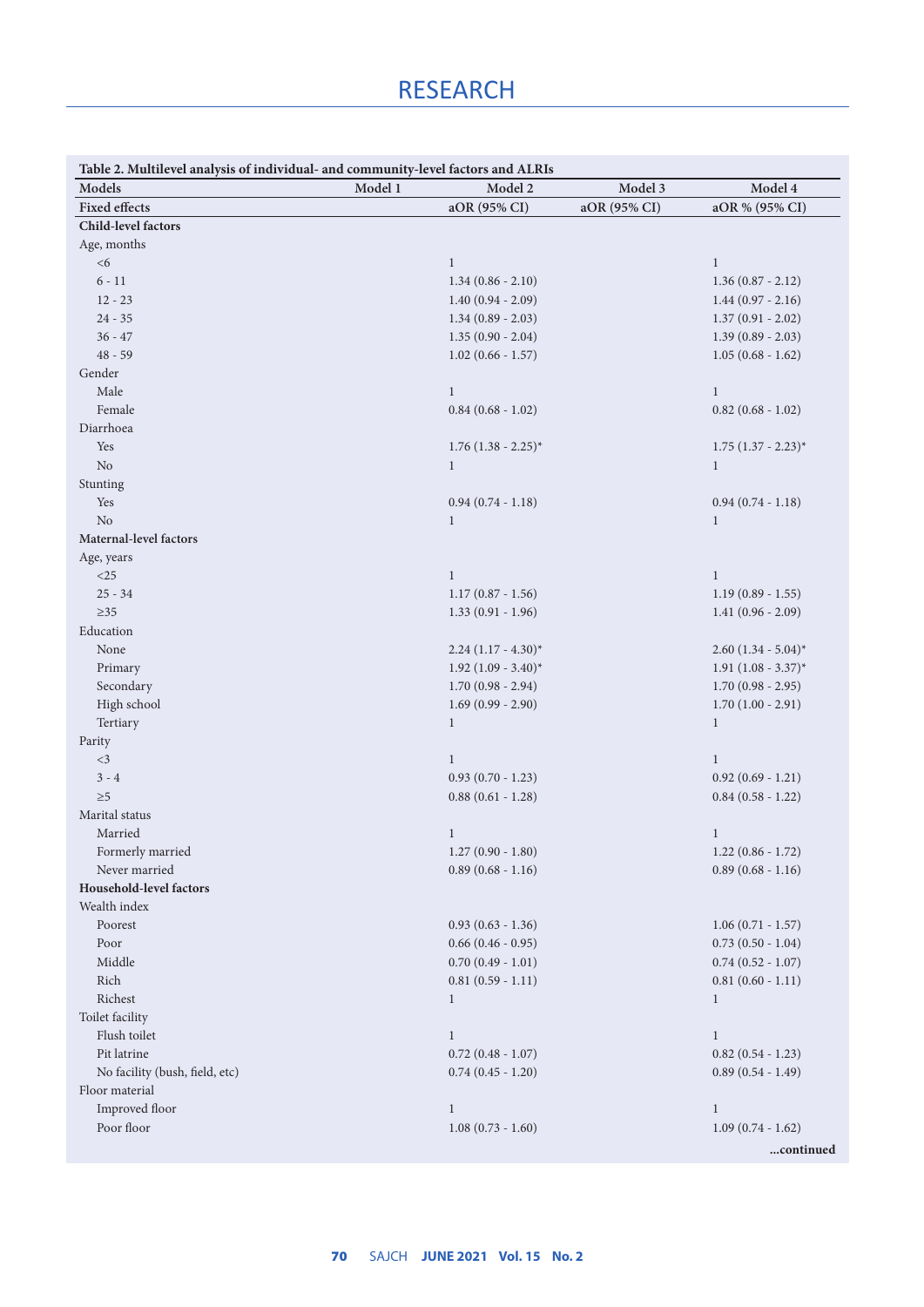**Table 2. Multilevel analysis of individual- and community-level factors and ALRIs**

| Models | Model 1 | Model 2 | Model 3 | Model 4 |
|---|---|---|---|---|
| **Fixed effects** | | aOR (95% CI) | aOR (95% CI) | aOR % (95% CI) |
| **Child-level factors** | | | | |
| Age, months | | | | |
| <6 | | 1 | | 1 |
| 6 - 11 | | 1.34 (0.86 - 2.10) | | 1.36 (0.87 - 2.12) |
| 12 - 23 | | 1.40 (0.94 - 2.09) | | 1.44 (0.97 - 2.16) |
| 24 - 35 | | 1.34 (0.89 - 2.03) | | 1.37 (0.91 - 2.02) |
| 36 - 47 | | 1.35 (0.90 - 2.04) | | 1.39 (0.89 - 2.03) |
| 48 - 59 | | 1.02 (0.66 - 1.57) | | 1.05 (0.68 - 1.62) |
| Gender | | | | |
| Male | | 1 | | 1 |
| Female | | 0.84 (0.68 - 1.02) | | 0.82 (0.68 - 1.02) |
| Diarrhoea | | | | |
| Yes | | 1.76 (1.38 - 2.25)* | | 1.75 (1.37 - 2.23)* |
| No | | 1 | | 1 |
| Stunting | | | | |
| Yes | | 0.94 (0.74 - 1.18) | | 0.94 (0.74 - 1.18) |
| No | | 1 | | 1 |
| **Maternal-level factors** | | | | |
| Age, years | | | | |
| <25 | | 1 | | 1 |
| 25 - 34 | | 1.17 (0.87 - 1.56) | | 1.19 (0.89 - 1.55) |
| ≥35 | | 1.33 (0.91 - 1.96) | | 1.41 (0.96 - 2.09) |
| Education | | | | |
| None | | 2.24 (1.17 - 4.30)* | | 2.60 (1.34 - 5.04)* |
| Primary | | 1.92 (1.09 - 3.40)* | | 1.91 (1.08 - 3.37)* |
| Secondary | | 1.70 (0.98 - 2.94) | | 1.70 (0.98 - 2.95) |
| High school | | 1.69 (0.99 - 2.90) | | 1.70 (1.00 - 2.91) |
| Tertiary | | 1 | | 1 |
| Parity | | | | |
| <3 | | 1 | | 1 |
| 3 - 4 | | 0.93 (0.70 - 1.23) | | 0.92 (0.69 - 1.21) |
| ≥5 | | 0.88 (0.61 - 1.28) | | 0.84 (0.58 - 1.22) |
| Marital status | | | | |
| Married | | 1 | | 1 |
| Formerly married | | 1.27 (0.90 - 1.80) | | 1.22 (0.86 - 1.72) |
| Never married | | 0.89 (0.68 - 1.16) | | 0.89 (0.68 - 1.16) |
| **Household-level factors** | | | | |
| Wealth index | | | | |
| Poorest | | 0.93 (0.63 - 1.36) | | 1.06 (0.71 - 1.57) |
| Poor | | 0.66 (0.46 - 0.95) | | 0.73 (0.50 - 1.04) |
| Middle | | 0.70 (0.49 - 1.01) | | 0.74 (0.52 - 1.07) |
| Rich | | 0.81 (0.59 - 1.11) | | 0.81 (0.60 - 1.11) |
| Richest | | 1 | | 1 |
| Toilet facility | | | | |
| Flush toilet | | 1 | | 1 |
| Pit latrine | | 0.72 (0.48 - 1.07) | | 0.82 (0.54 - 1.23) |
| No facility (bush, field, etc) | | 0.74 (0.45 - 1.20) | | 0.89 (0.54 - 1.49) |
| Floor material | | | | |
| Improved floor | | 1 | | 1 |
| Poor floor | | 1.08 (0.73 - 1.60) | | 1.09 (0.74 - 1.62) |

...continued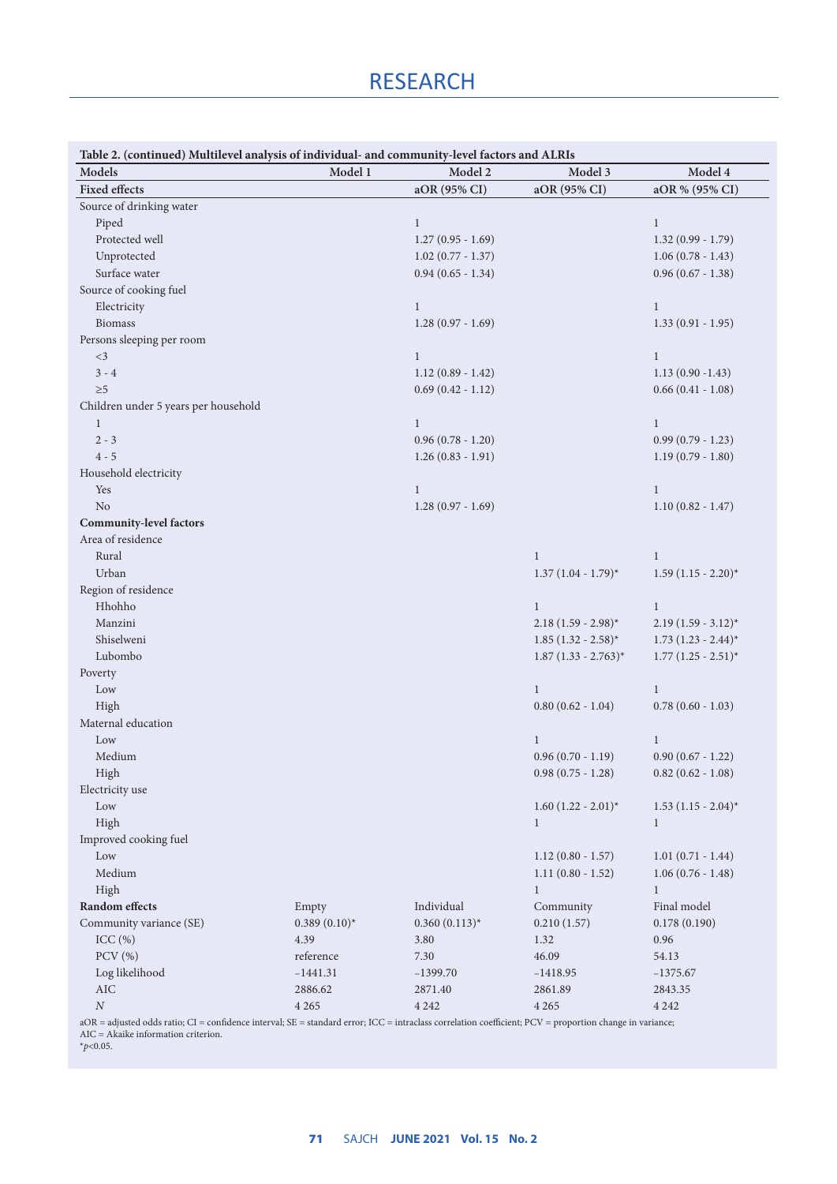**Table 2. (continued) Multilevel analysis of individual- and community-level factors and ALRIs**

| Models | Model 1 | Model 2 | Model 3 | Model 4 |
|---|---|---|---|---|
| **Fixed effects** | | aOR (95% CI) | aOR (95% CI) | aOR % (95% CI) |
| Source of drinking water | | | | |
| Piped | | 1 | | 1 |
| Protected well | | 1.27 (0.95 - 1.69) | | 1.32 (0.99 - 1.79) |
| Unprotected | | 1.02 (0.77 - 1.37) | | 1.06 (0.78 - 1.43) |
| Surface water | | 0.94 (0.65 - 1.34) | | 0.96 (0.67 - 1.38) |
| Source of cooking fuel | | | | |
| Electricity | | 1 | | 1 |
| Biomass | | 1.28 (0.97 - 1.69) | | 1.33 (0.91 - 1.95) |
| Persons sleeping per room | | | | |
| <3 | | 1 | | 1 |
| 3 - 4 | | 1.12 (0.89 - 1.42) | | 1.13 (0.90 -1.43) |
| ≥5 | | 0.69 (0.42 - 1.12) | | 0.66 (0.41 - 1.08) |
| Children under 5 years per household | | | | |
| 1 | | 1 | | 1 |
| 2 - 3 | | 0.96 (0.78 - 1.20) | | 0.99 (0.79 - 1.23) |
| 4 - 5 | | 1.26 (0.83 - 1.91) | | 1.19 (0.79 - 1.80) |
| Household electricity | | | | |
| Yes | | 1 | | 1 |
| No | | 1.28 (0.97 - 1.69) | | 1.10 (0.82 - 1.47) |
| **Community-level factors** | | | | |
| Area of residence | | | | |
| Rural | | | 1 | 1 |
| Urban | | | 1.37 (1.04 - 1.79)* | 1.59 (1.15 - 2.20)* |
| Region of residence | | | | |
| Hhohho | | | 1 | 1 |
| Manzini | | | 2.18 (1.59 - 2.98)* | 2.19 (1.59 - 3.12)* |
| Shiselweni | | | 1.85 (1.32 - 2.58)* | 1.73 (1.23 - 2.44)* |
| Lubombo | | | 1.87 (1.33 - 2.763)* | 1.77 (1.25 - 2.51)* |
| Poverty | | | | |
| Low | | | 1 | 1 |
| High | | | 0.80 (0.62 - 1.04) | 0.78 (0.60 - 1.03) |
| Maternal education | | | | |
| Low | | | 1 | 1 |
| Medium | | | 0.96 (0.70 - 1.19) | 0.90 (0.67 - 1.22) |
| High | | | 0.98 (0.75 - 1.28) | 0.82 (0.62 - 1.08) |
| Electricity use | | | | |
| Low | | | 1.60 (1.22 - 2.01)* | 1.53 (1.15 - 2.04)* |
| High | | | 1 | 1 |
| Improved cooking fuel | | | | |
| Low | | | 1.12 (0.80 - 1.57) | 1.01 (0.71 - 1.44) |
| Medium | | | 1.11 (0.80 - 1.52) | 1.06 (0.76 - 1.48) |
| High | | | 1 | 1 |
| **Random effects** | Empty | Individual | Community | Final model |
| Community variance (SE) | 0.389 (0.10)* | 0.360 (0.113)* | 0.210 (1.57) | 0.178 (0.190) |
| ICC (%) | 4.39 | 3.80 | 1.32 | 0.96 |
| PCV (%) | reference | 7.30 | 46.09 | 54.13 |
| Log likelihood | −1441.31 | −1399.70 | −1418.95 | −1375.67 |
| AIC | 2886.62 | 2871.40 | 2861.89 | 2843.35 |
| *N* | 4 265 | 4 242 | 4 265 | 4 242 |

aOR = adjusted odds ratio; CI = confidence interval; SE = standard error; ICC = intraclass correlation coefficient; PCV = proportion change in variance; AIC = Akaike information criterion.
*$p<0.05$.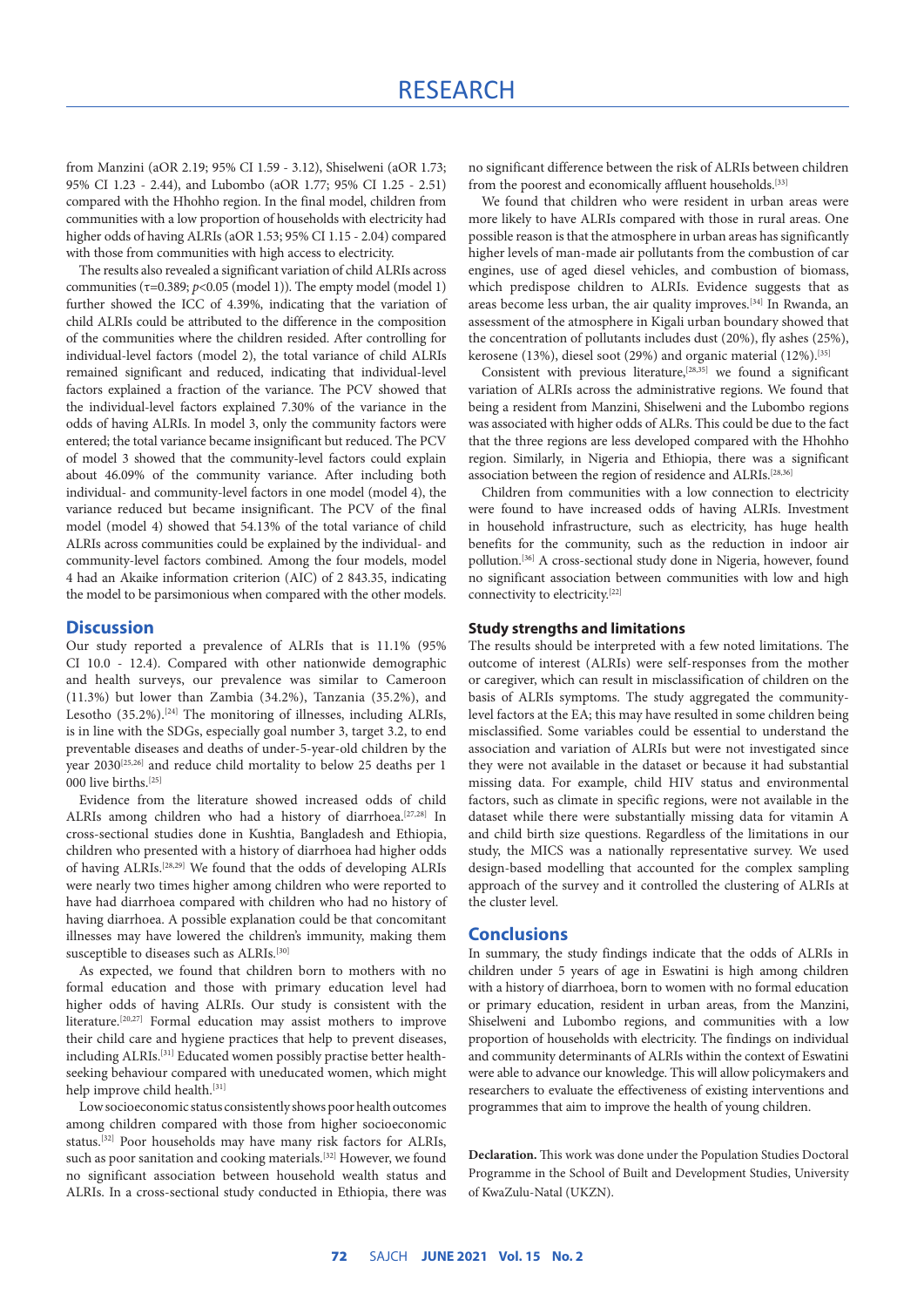from Manzini (aOR 2.19; 95% CI 1.59 - 3.12), Shiselweni (aOR 1.73; 95% CI 1.23 - 2.44), and Lubombo (aOR 1.77; 95% CI 1.25 - 2.51) compared with the Hhohho region. In the final model, children from communities with a low proportion of households with electricity had higher odds of having ALRIs (aOR 1.53; 95% CI 1.15 - 2.04) compared with those from communities with high access to electricity.

The results also revealed a significant variation of child ALRIs across communities ($\tau$=0.389; $p$<0.05 (model 1)). The empty model (model 1) further showed the ICC of 4.39%, indicating that the variation of child ALRIs could be attributed to the difference in the composition of the communities where the children resided. After controlling for individual-level factors (model 2), the total variance of child ALRIs remained significant and reduced, indicating that individual-level factors explained a fraction of the variance. The PCV showed that the individual-level factors explained 7.30% of the variance in the odds of having ALRIs. In model 3, only the community factors were entered; the total variance became insignificant but reduced. The PCV of model 3 showed that the community-level factors could explain about 46.09% of the community variance. After including both individual- and community-level factors in one model (model 4), the variance reduced but became insignificant. The PCV of the final model (model 4) showed that 54.13% of the total variance of child ALRIs across communities could be explained by the individual- and community-level factors combined. Among the four models, model 4 had an Akaike information criterion (AIC) of 2 843.35, indicating the model to be parsimonious when compared with the other models.

## Discussion

Our study reported a prevalence of ALRIs that is 11.1% (95% CI 10.0 - 12.4). Compared with other nationwide demographic and health surveys, our prevalence was similar to Cameroon (11.3%) but lower than Zambia (34.2%), Tanzania (35.2%), and Lesotho (35.2%).[24] The monitoring of illnesses, including ALRIs, is in line with the SDGs, especially goal number 3, target 3.2, to end preventable diseases and deaths of under-5-year-old children by the year 2030[25,26] and reduce child mortality to below 25 deaths per 1 000 live births.[25]

Evidence from the literature showed increased odds of child ALRIs among children who had a history of diarrhoea.[27,28] In cross-sectional studies done in Kushtia, Bangladesh and Ethiopia, children who presented with a history of diarrhoea had higher odds of having ALRIs.[28,29] We found that the odds of developing ALRIs were nearly two times higher among children who were reported to have had diarrhoea compared with children who had no history of having diarrhoea. A possible explanation could be that concomitant illnesses may have lowered the children's immunity, making them susceptible to diseases such as ALRIs.[30]

As expected, we found that children born to mothers with no formal education and those with primary education level had higher odds of having ALRIs. Our study is consistent with the literature.[20,27] Formal education may assist mothers to improve their child care and hygiene practices that help to prevent diseases, including ALRIs.[31] Educated women possibly practise better health-seeking behaviour compared with uneducated women, which might help improve child health.[31]

Low socioeconomic status consistently shows poor health outcomes among children compared with those from higher socioeconomic status.[32] Poor households may have many risk factors for ALRIs, such as poor sanitation and cooking materials.[32] However, we found no significant association between household wealth status and ALRIs. In a cross-sectional study conducted in Ethiopia, there was no significant difference between the risk of ALRIs between children from the poorest and economically affluent households.[33]

We found that children who were resident in urban areas were more likely to have ALRIs compared with those in rural areas. One possible reason is that the atmosphere in urban areas has significantly higher levels of man-made air pollutants from the combustion of car engines, use of aged diesel vehicles, and combustion of biomass, which predispose children to ALRIs. Evidence suggests that as areas become less urban, the air quality improves.[34] In Rwanda, an assessment of the atmosphere in Kigali urban boundary showed that the concentration of pollutants includes dust (20%), fly ashes (25%), kerosene (13%), diesel soot (29%) and organic material (12%).[35]

Consistent with previous literature,[28,35] we found a significant variation of ALRIs across the administrative regions. We found that being a resident from Manzini, Shiselweni and the Lubombo regions was associated with higher odds of ALRs. This could be due to the fact that the three regions are less developed compared with the Hhohho region. Similarly, in Nigeria and Ethiopia, there was a significant association between the region of residence and ALRIs.[28,36]

Children from communities with a low connection to electricity were found to have increased odds of having ALRIs. Investment in household infrastructure, such as electricity, has huge health benefits for the community, such as the reduction in indoor air pollution.[36] A cross-sectional study done in Nigeria, however, found no significant association between communities with low and high connectivity to electricity.[22]

### Study strengths and limitations

The results should be interpreted with a few noted limitations. The outcome of interest (ALRIs) were self-responses from the mother or caregiver, which can result in misclassification of children on the basis of ALRIs symptoms. The study aggregated the community-level factors at the EA; this may have resulted in some children being misclassified. Some variables could be essential to understand the association and variation of ALRIs but were not investigated since they were not available in the dataset or because it had substantial missing data. For example, child HIV status and environmental factors, such as climate in specific regions, were not available in the dataset while there were substantially missing data for vitamin A and child birth size questions. Regardless of the limitations in our study, the MICS was a nationally representative survey. We used design-based modelling that accounted for the complex sampling approach of the survey and it controlled the clustering of ALRIs at the cluster level.

## Conclusions

In summary, the study findings indicate that the odds of ALRIs in children under 5 years of age in Eswatini is high among children with a history of diarrhoea, born to women with no formal education or primary education, resident in urban areas, from the Manzini, Shiselweni and Lubombo regions, and communities with a low proportion of households with electricity. The findings on individual and community determinants of ALRIs within the context of Eswatini were able to advance our knowledge. This will allow policymakers and researchers to evaluate the effectiveness of existing interventions and programmes that aim to improve the health of young children.

**Declaration.** This work was done under the Population Studies Doctoral Programme in the School of Built and Development Studies, University of KwaZulu-Natal (UKZN).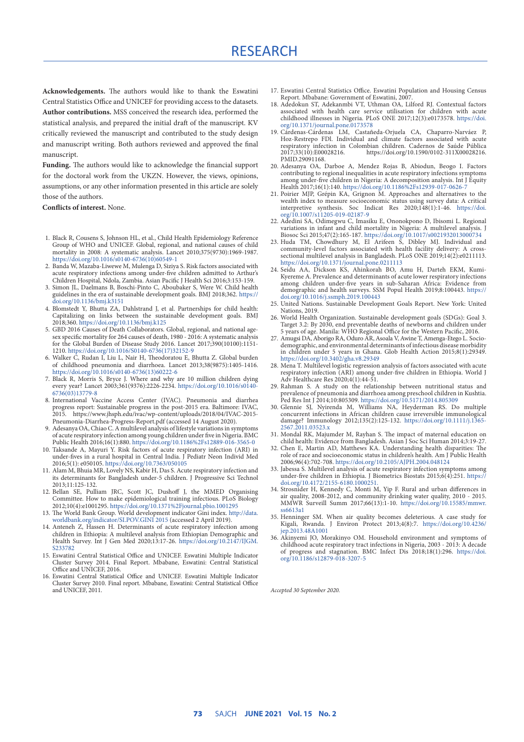**Acknowledgements.** The authors would like to thank the Eswatini Central Statistics Office and UNICEF for providing access to the datasets.

**Author contributions.** MSS conceived the research idea, performed the statistical analysis, and prepared the initial draft of the manuscript. KV critically reviewed the manuscript and contributed to the study design and manuscript writing. Both authors reviewed and approved the final manuscript.

**Funding.** The authors would like to acknowledge the financial support for the doctoral work from the UKZN. However, the views, opinions, assumptions, or any other information presented in this article are solely those of the authors.

**Conflicts of interest.** None.

1. Black R, Cousens S, Johnson HL, et al., Child Health Epidemiology Reference Group of WHO and UNICEF. Global, regional, and national causes of child mortality in 2008: A systematic analysis. Lancet 2010;375(9730):1969-1987. https://doi.org/10.1016/s0140-6736(10)60549-1
2. Banda W, Mazaba-Liwewe M, Mulenga D, Siziya S. Risk factors associated with acute respiratory infections among under-five children admitted to Arthur's Children Hospital, Ndola, Zambia. Asian Pacific J Health Sci 2016;3:153-159.
3. Simon JL, Daelmans B, Boschi-Pinto C, Aboubaker S, Were W. Child health guidelines in the era of sustainable development goals. BMJ 2018;362. https://doi.org/10.1136/bmj.k3151
4. Blomstedt Y, Bhutta ZA, Dahlstrand J, et al. Partnerships for child health: Capitalizing on links between the sustainable development goals. BMJ 2018;360. https://doi.org/10.1136/bmj.k125
5. GBD 2016 Causes of Death Collaborators. Global, regional, and national age-sex specific mortality for 264 causes of death, 1980 - 2016: A systematic analysis for the Global Burden of Disease Study 2016. Lancet 2017;390(10100):1151-1210. https://doi.org/10.1016/S0140-6736(17)32152-9
6. Walker C, Rudan I, Liu L, Nair H, Theodoratou E, Bhutta Z. Global burden of childhood pneumonia and diarrhoea. Lancet 2013;38(9875):1405-1416. https://doi.org/10.1016/s0140-6736(13)60222-6
7. Black R, Morris S, Bryce J. Where and why are 10 million children dying every year? Lancet 2003;361(9376):2226-2234. https://doi.org/10.1016/s0140-6736(03)13779-8
8. International Vaccine Access Center (IVAC). Pneumonia and diarrhea progress report: Sustainable progress in the post-2015 era. Baltimore: IVAC, 2015. https://www.jhsph.edu/ivac/wp-content/uploads/2018/04/IVAC-2015-Pneumonia-Diarrhea-Progress-Report.pdf (accessed 14 August 2020).
9. Adesanya OA, Chiao C. A multilevel analysis of lifestyle variations in symptoms of acute respiratory infection among young children under five in Nigeria. BMC Public Health 2016;16(1):880. https://doi.org/10.1186%2Fs12889-016-3565-0
10. Taksande A, Mayuri Y. Risk factors of acute respiratory infection (ARI) in under-fives in a rural hospital in Central India. J Pediatr Neon Individ Med 2016;5(1): e050105. https://doi.org/10.7363/050105
11. Alam M, Bhuia MR, Lovely NS, Kabir H, Das S. Acute respiratory infection and its determinants for Bangladesh under-5 children. J Progressive Sci Technol 2013;11:125-132.
12. Bellan SE, Pulliam JRC, Scott JC, Dushoff J, the MMED Organising Committee. How to make epidemiological training infectious. PLoS Biology 2012;10(4):e1001295. https://doi.org/10.1371%2Fjournal.pbio.1001295
13. The World Bank Group. World development indicator Gini index. http://data.worldbank.org/indicator/SI.POV.GINI 2015 (accessed 2 April 2019).
14. Anteneh Z, Hassen H. Determinants of acute respiratory infection among children in Ethiopia: A multilevel analysis from Ethiopian Demographic and Health Survey. Int J Gen Med 2020;13:17-26. https://doi.org/10.2147/IJGM.S233782
15. Eswatini Central Statistical Office and UNICEF. Eswatini Multiple Indicator Cluster Survey 2014. Final Report. Mbabane, Eswatini: Central Statistical Office and UNICEF, 2016.
16. Eswatini Central Statistical Office and UNICEF. Eswatini Multiple Indicator Cluster Survey 2010. Final report. Mbabane, Eswatini: Central Statistical Office and UNICEF, 2011.
17. Eswatini Central Statistics Office. Eswatini Population and Housing Census Report. Mbabane: Government of Eswatini, 2007.
18. Adedokun ST, Adekanmbi VT, Uthman OA, Lilford RJ. Contextual factors associated with health care service utilisation for children with acute childhood illnesses in Nigeria. PLoS ONE 2017;12(3):e0173578. https://doi.org/10.1371/journal.pone.0173578
19. Cárdenas-Cárdenas LM, Castañeda-Orjuela CA, Chaparro-Narváez P, Hoz-Restrepo FDl. Individual and climate factors associated with acute respiratory infection in Colombian children. Cadernos de Saúde Pública 2017;33(10):E00028216. https://doi.org/10.1590/0102-311X00028216. PMID:29091168.
20. Adesanya OA, Darboe A, Mendez Rojas B, Abiodun, Beogo I. Factors contributing to regional inequalities in acute respiratory infections symptoms among under-five children in Nigeria: A decomposition analysis. Int J Equity Health 2017;16(1):140. https://doi.org/10.1186%2Fs12939-017-0626-7
21. Poirier MJP, Grépin KA, Grignon M. Approaches and alternatives to the wealth index to measure socioeconomic status using survey data: A critical interpretive synthesis. Soc Indicat Res 2020;148(1):1-46. https://doi.org/10.1007/s11205-019-02187-9
22. Adedini SA, Odimegwu C, Imasiku E, Ononokpono D, Ibisomi L. Regional variations in infant and child mortality in Nigeria: A multilevel analysis. J Biosoc Sci 2015;47(2):165-187. https://doi.org/10.1017/s0021932013000734
23. Huda TM, Chowdhury M, El Arifeen S, Dibley MJ. Individual and community-level factors associated with health facility delivery: A cross-sectional multilevel analysis in Bangladesh. PLoS ONE 2019;14(2):e0211113. https://doi.org/10.1371/journal.pone.0211113
24. Seidu AA, Dickson KS, Ahinkorah BO, Amu H, Darteh EKM, Kumi-Kyereme A. Prevalence and determinants of acute lower respiratory infections among children under-five years in sub-Saharan Africa: Evidence from demographic and health surveys. SSM Popul Health 2019;8:100443. https://doi.org/10.1016/j.ssmph.2019.100443
25. United Nations. Sustainable Development Goals Report. New York: United Nations, 2019.
26. World Health Organization. Sustainable development goals (SDGs): Goal 3. Target 3.2: By 2030, end preventable deaths of newborns and children under 5 years of age. Manila: WHO Regional Office for the Western Pacific, 2016.
27. Amugsi DA, Aborigo RA, Oduro AR, Asoala V, Awine T, Amenga-Etego L. Socio-demographic, and environmental determinants of infectious disease morbidity in children under 5 years in Ghana. Glob Health Action 2015;8(1):29349. https://doi.org/10.3402/gha.v8.29349
28. Mena T. Multilevel logistic regression analysis of factors associated with acute respiratory infection (ARI) among under-five children in Ethiopia. World J Adv Healthcare Res 2020;4(1):44-51.
29. Rahman S. A study on the relationship between nutritional status and prevalence of pneumonia and diarrhoea among preschool children in Kushtia. Ped Res Int J 2014;10:805309. https://doi.org/10.5171/2014.805309
30. Glennie SJ, Nyirenda M, Williams NA, Heyderman RS. Do multiple concurrent infections in African children cause irreversible immunological damage? Immunology 2012;135(2):125-132. https://doi.org/10.1111/j.1365-2567.2011.03523.x
31. Mondal RK, Majumder M, Rayhan S. The impact of maternal education on child health: Evidence from Bangladesh. Asian J Soc Sci Human 2014;3:19-27.
32. Chen E, Martin AD, Matthews KA. Understanding health disparities: The role of race and socioeconomic status in children's health. Am J Public Health 2006;96(4):702-708. https://doi.org/10.2105/AJPH.2004.048124
33. Jabessa S. Multilevel analysis of acute respiratory infection symptoms among under-five children in Ethiopia. J Biometrics Biostats 2015;6(4):251. https://doi.org/10.4172/2155-6180.1000251.
34. Strosnider H, Kennedy C, Monti M, Yip F. Rural and urban differences in air quality, 2008-2012, and community drinking water quality, 2010 - 2015. MMWR Surveill Summ 2017;66(13):1-10. https://doi.org/10.15585/mmwr.ss6613a1
35. Henninger SM. When air quality becomes deleterious. A case study for Kigali, Rwanda. J Environ Protect 2013;4(8):7. https://doi.org/10.4236/jep.2013.48A1001
36. Akinyemi JO, Morakinyo OM. Household environment and symptoms of childhood acute respiratory tract infections in Nigeria, 2003 - 2013: A decade of progress and stagnation. BMC Infect Dis 2018;18(1):296. https://doi.org/10.1186/s12879-018-3207-5

*Accepted 30 September 2020.*